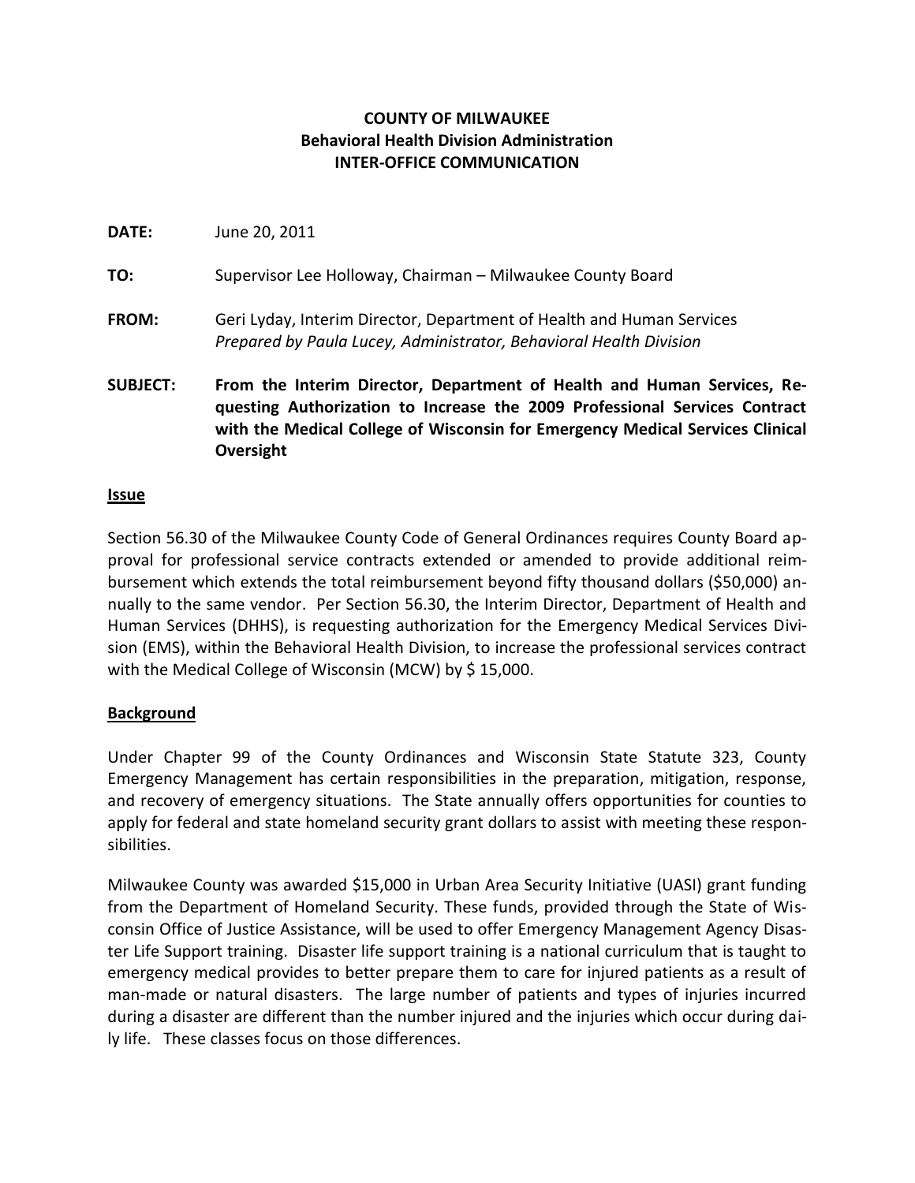**COUNTY OF MILWAUKEE**
**Behavioral Health Division Administration**
**INTER-OFFICE COMMUNICATION**

**DATE:** June 20, 2011

**TO:** Supervisor Lee Holloway, Chairman – Milwaukee County Board

**FROM:** Geri Lyday, Interim Director, Department of Health and Human Services
*Prepared by Paula Lucey, Administrator, Behavioral Health Division*

**SUBJECT: From the Interim Director, Department of Health and Human Services, Requesting Authorization to Increase the 2009 Professional Services Contract with the Medical College of Wisconsin for Emergency Medical Services Clinical Oversight**

**Issue**

Section 56.30 of the Milwaukee County Code of General Ordinances requires County Board approval for professional service contracts extended or amended to provide additional reimbursement which extends the total reimbursement beyond fifty thousand dollars ($50,000) annually to the same vendor. Per Section 56.30, the Interim Director, Department of Health and Human Services (DHHS), is requesting authorization for the Emergency Medical Services Division (EMS), within the Behavioral Health Division, to increase the professional services contract with the Medical College of Wisconsin (MCW) by $ 15,000.

**Background**

Under Chapter 99 of the County Ordinances and Wisconsin State Statute 323, County Emergency Management has certain responsibilities in the preparation, mitigation, response, and recovery of emergency situations. The State annually offers opportunities for counties to apply for federal and state homeland security grant dollars to assist with meeting these responsibilities.

Milwaukee County was awarded $15,000 in Urban Area Security Initiative (UASI) grant funding from the Department of Homeland Security. These funds, provided through the State of Wisconsin Office of Justice Assistance, will be used to offer Emergency Management Agency Disaster Life Support training. Disaster life support training is a national curriculum that is taught to emergency medical provides to better prepare them to care for injured patients as a result of man-made or natural disasters. The large number of patients and types of injuries incurred during a disaster are different than the number injured and the injuries which occur during daily life. These classes focus on those differences.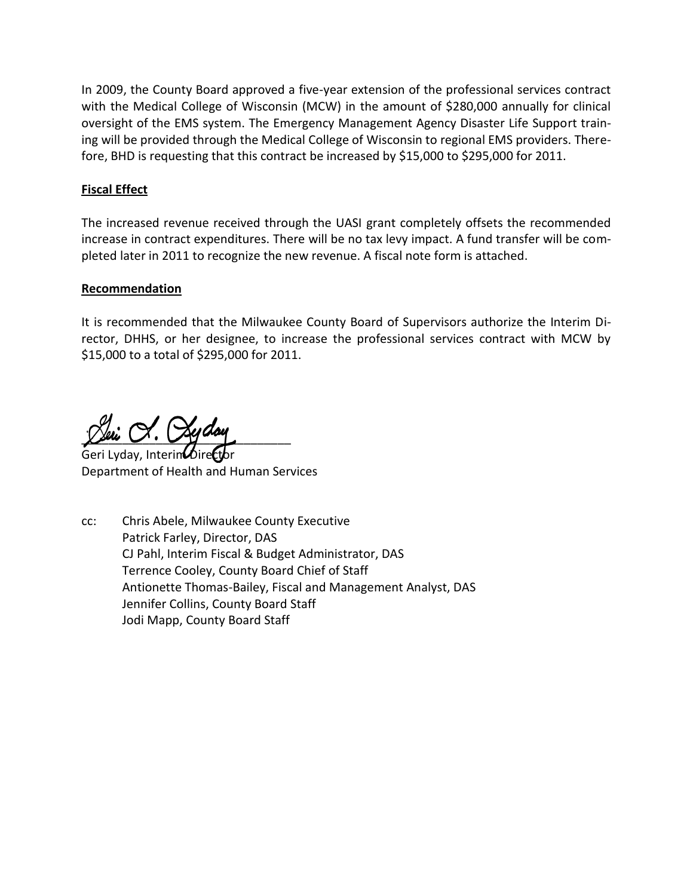In 2009, the County Board approved a five-year extension of the professional services contract with the Medical College of Wisconsin (MCW) in the amount of $280,000 annually for clinical oversight of the EMS system. The Emergency Management Agency Disaster Life Support training will be provided through the Medical College of Wisconsin to regional EMS providers. Therefore, BHD is requesting that this contract be increased by $15,000 to $295,000 for 2011.

**Fiscal Effect**

The increased revenue received through the UASI grant completely offsets the recommended increase in contract expenditures. There will be no tax levy impact. A fund transfer will be completed later in 2011 to recognize the new revenue. A fiscal note form is attached.

**Recommendation**

It is recommended that the Milwaukee County Board of Supervisors authorize the Interim Director, DHHS, or her designee, to increase the professional services contract with MCW by $15,000 to a total of $295,000 for 2011.

Geri Lyday, Interim Director
Department of Health and Human Services

cc: Chris Abele, Milwaukee County Executive
Patrick Farley, Director, DAS
CJ Pahl, Interim Fiscal & Budget Administrator, DAS
Terrence Cooley, County Board Chief of Staff
Antionette Thomas-Bailey, Fiscal and Management Analyst, DAS
Jennifer Collins, County Board Staff
Jodi Mapp, County Board Staff